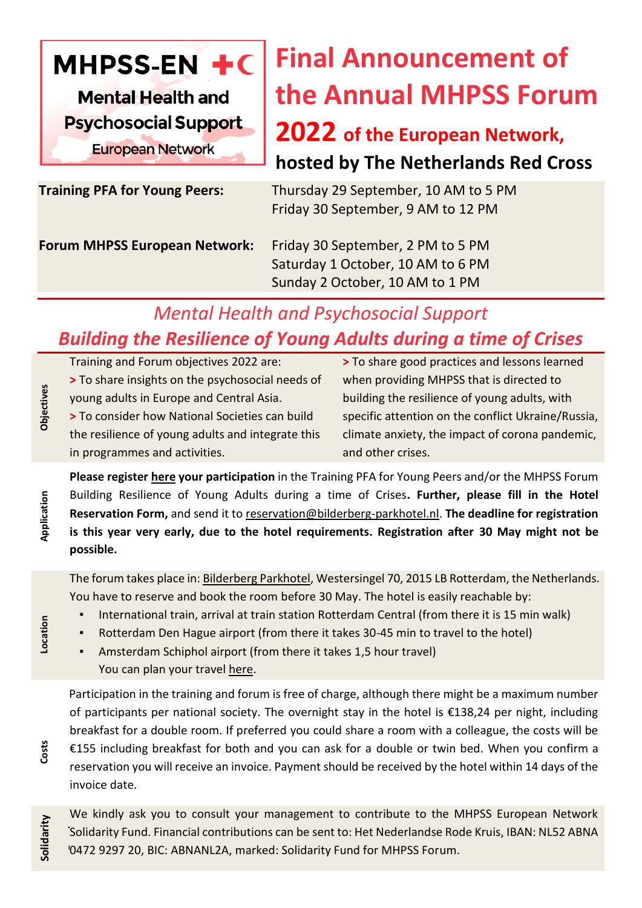**MHPSS-EN**

**Mental Health and Psychosocial Support**

European Network

# Final Announcement of the Annual MHPSS Forum 2022 of the European Network, hosted by The Netherlands Red Cross

| | |
|---|---|
| **Training PFA for Young Peers:** | Thursday 29 September, 10 AM to 5 PM<br>Friday 30 September, 9 AM to 12 PM |
| **Forum MHPSS European Network:** | Friday 30 September, 2 PM to 5 PM<br>Saturday 1 October, 10 AM to 6 PM<br>Sunday 2 October, 10 AM to 1 PM |

## *Mental Health and Psychosocial Support*

## *Building the Resilience of Young Adults during a time of Crises*

**Objectives**

Training and Forum objectives 2022 are:

> To share insights on the psychosocial needs of young adults in Europe and Central Asia.

> To consider how National Societies can build the resilience of young adults and integrate this in programmes and activities.

> To share good practices and lessons learned when providing MHPSS that is directed to building the resilience of young adults, with specific attention on the conflict Ukraine/Russia, climate anxiety, the impact of corona pandemic, and other crises.

**Application**

**Please register here your participation** in the Training PFA for Young Peers and/or the MHPSS Forum Building Resilience of Young Adults during a time of Crises**. Further, please fill in the Hotel Reservation Form,** and send it to reservation@bilderberg-parkhotel.nl. **The deadline for registration is this year very early, due to the hotel requirements. Registration after 30 May might not be possible.**

**Location**

The forum takes place in: Bilderberg Parkhotel, Westersingel 70, 2015 LB Rotterdam, the Netherlands. You have to reserve and book the room before 30 May. The hotel is easily reachable by:

- International train, arrival at train station Rotterdam Central (from there it is 15 min walk)
- Rotterdam Den Hague airport (from there it takes 30-45 min to travel to the hotel)
- Amsterdam Schiphol airport (from there it takes 1,5 hour travel)
  You can plan your travel here.

**Costs**

Participation in the training and forum is free of charge, although there might be a maximum number of participants per national society. The overnight stay in the hotel is €138,24 per night, including breakfast for a double room. If preferred you could share a room with a colleague, the costs will be €155 including breakfast for both and you can ask for a double or twin bed. When you confirm a reservation you will receive an invoice. Payment should be received by the hotel within 14 days of the invoice date.

**Solidarity**

We kindly ask you to consult your management to contribute to the MHPSS European Network Solidarity Fund. Financial contributions can be sent to: Het Nederlandse Rode Kruis, IBAN: NL52 ABNA 0472 9297 20, BIC: ABNANL2A, marked: Solidarity Fund for MHPSS Forum.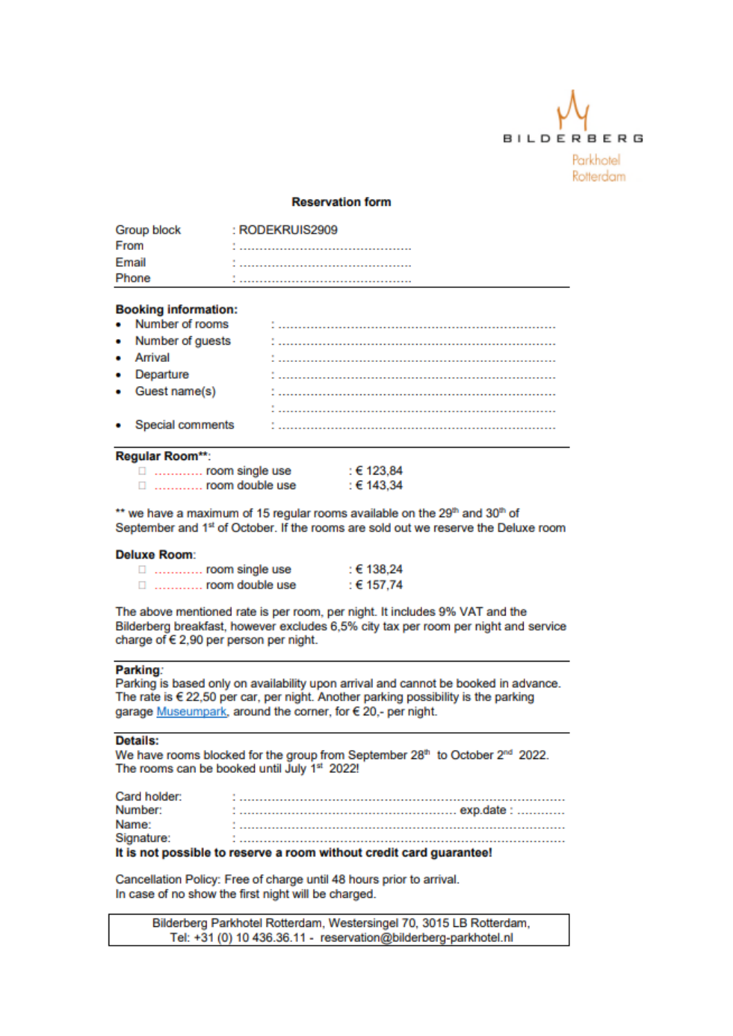BILDERBERG
Parkhotel Rotterdam

## Reservation form

Group block : RODEKRUIS2909
From : ............................................
Email : ............................................
Phone : ............................................

**Booking information:**

- Number of rooms : ............................................................................
- Number of guests : ............................................................................
- Arrival : ............................................................................
- Departure : ............................................................................
- Guest name(s) : ............................................................................
  : ............................................................................
- Special comments : ............................................................................

**Regular Room****:

- ☐ ............ room single use : € 123,84
- ☐ ............ room double use : € 143,34

** we have a maximum of 15 regular rooms available on the 29th and 30th of September and 1st of October. If the rooms are sold out we reserve the Deluxe room

**Deluxe Room**:

- ☐ ............ room single use : € 138,24
- ☐ ............ room double use : € 157,74

The above mentioned rate is per room, per night. It includes 9% VAT and the Bilderberg breakfast, however excludes 6,5% city tax per room per night and service charge of € 2,90 per person per night.

**Parking**:
Parking is based only on availability upon arrival and cannot be booked in advance. The rate is € 22,50 per car, per night. Another parking possibility is the parking garage Museumpark, around the corner, for € 20,- per night.

**Details:**
We have rooms blocked for the group from September 28th to October 2nd 2022. The rooms can be booked until July 1st 2022!

Card holder: : ............................................................................
Number: : ............................................................ exp.date : ...........
Name: : ............................................................................
Signature: : ............................................................................

**It is not possible to reserve a room without credit card guarantee!**

Cancellation Policy: Free of charge until 48 hours prior to arrival.
In case of no show the first night will be charged.

Bilderberg Parkhotel Rotterdam, Westersingel 70, 3015 LB Rotterdam,
Tel: +31 (0) 10 436.36.11 - reservation@bilderberg-parkhotel.nl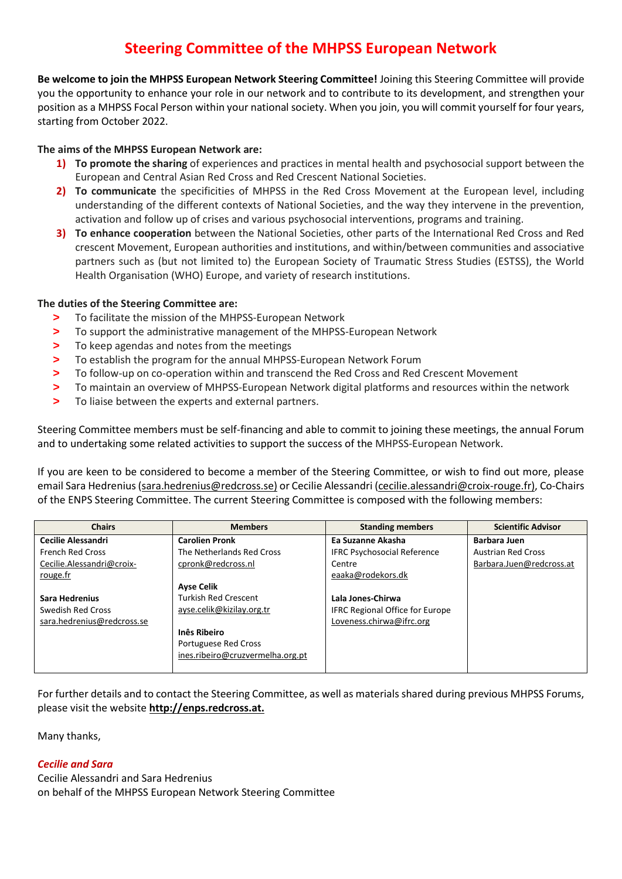# Steering Committee of the MHPSS European Network

**Be welcome to join the MHPSS European Network Steering Committee!** Joining this Steering Committee will provide you the opportunity to enhance your role in our network and to contribute to its development, and strengthen your position as a MHPSS Focal Person within your national society. When you join, you will commit yourself for four years, starting from October 2022.

**The aims of the MHPSS European Network are:**

1) **To promote the sharing** of experiences and practices in mental health and psychosocial support between the European and Central Asian Red Cross and Red Crescent National Societies.
2) **To communicate** the specificities of MHPSS in the Red Cross Movement at the European level, including understanding of the different contexts of National Societies, and the way they intervene in the prevention, activation and follow up of crises and various psychosocial interventions, programs and training.
3) **To enhance cooperation** between the National Societies, other parts of the International Red Cross and Red crescent Movement, European authorities and institutions, and within/between communities and associative partners such as (but not limited to) the European Society of Traumatic Stress Studies (ESTSS), the World Health Organisation (WHO) Europe, and variety of research institutions.

**The duties of the Steering Committee are:**

- To facilitate the mission of the MHPSS-European Network
- To support the administrative management of the MHPSS-European Network
- To keep agendas and notes from the meetings
- To establish the program for the annual MHPSS-European Network Forum
- To follow-up on co-operation within and transcend the Red Cross and Red Crescent Movement
- To maintain an overview of MHPSS-European Network digital platforms and resources within the network
- To liaise between the experts and external partners.

Steering Committee members must be self-financing and able to commit to joining these meetings, the annual Forum and to undertaking some related activities to support the success of the MHPSS-European Network.

If you are keen to be considered to become a member of the Steering Committee, or wish to find out more, please email Sara Hedrenius (sara.hedrenius@redcross.se) or Cecilie Alessandri (cecilie.alessandri@croix-rouge.fr), Co-Chairs of the ENPS Steering Committee. The current Steering Committee is composed with the following members:

| Chairs | Members | Standing members | Scientific Advisor |
|---|---|---|---|
| **Cecilie Alessandri**<br>French Red Cross<br>Cecilie.Alessandri@croix-rouge.fr<br><br>**Sara Hedrenius**<br>Swedish Red Cross<br>sara.hedrenius@redcross.se | **Carolien Pronk**<br>The Netherlands Red Cross<br>cpronk@redcross.nl<br><br>**Ayse Celik**<br>Turkish Red Crescent<br>ayse.celik@kizilay.org.tr<br><br>**Inês Ribeiro**<br>Portuguese Red Cross<br>ines.ribeiro@cruzvermelha.org.pt | **Ea Suzanne Akasha**<br>IFRC Psychosocial Reference Centre<br>eaaka@rodekors.dk<br><br>**Lala Jones-Chirwa**<br>IFRC Regional Office for Europe<br>Loveness.chirwa@ifrc.org | **Barbara Juen**<br>Austrian Red Cross<br>Barbara.Juen@redcross.at |

For further details and to contact the Steering Committee, as well as materials shared during previous MHPSS Forums, please visit the website **http://enps.redcross.at.**

Many thanks,

*Cecilie and Sara*

Cecilie Alessandri and Sara Hedrenius
on behalf of the MHPSS European Network Steering Committee